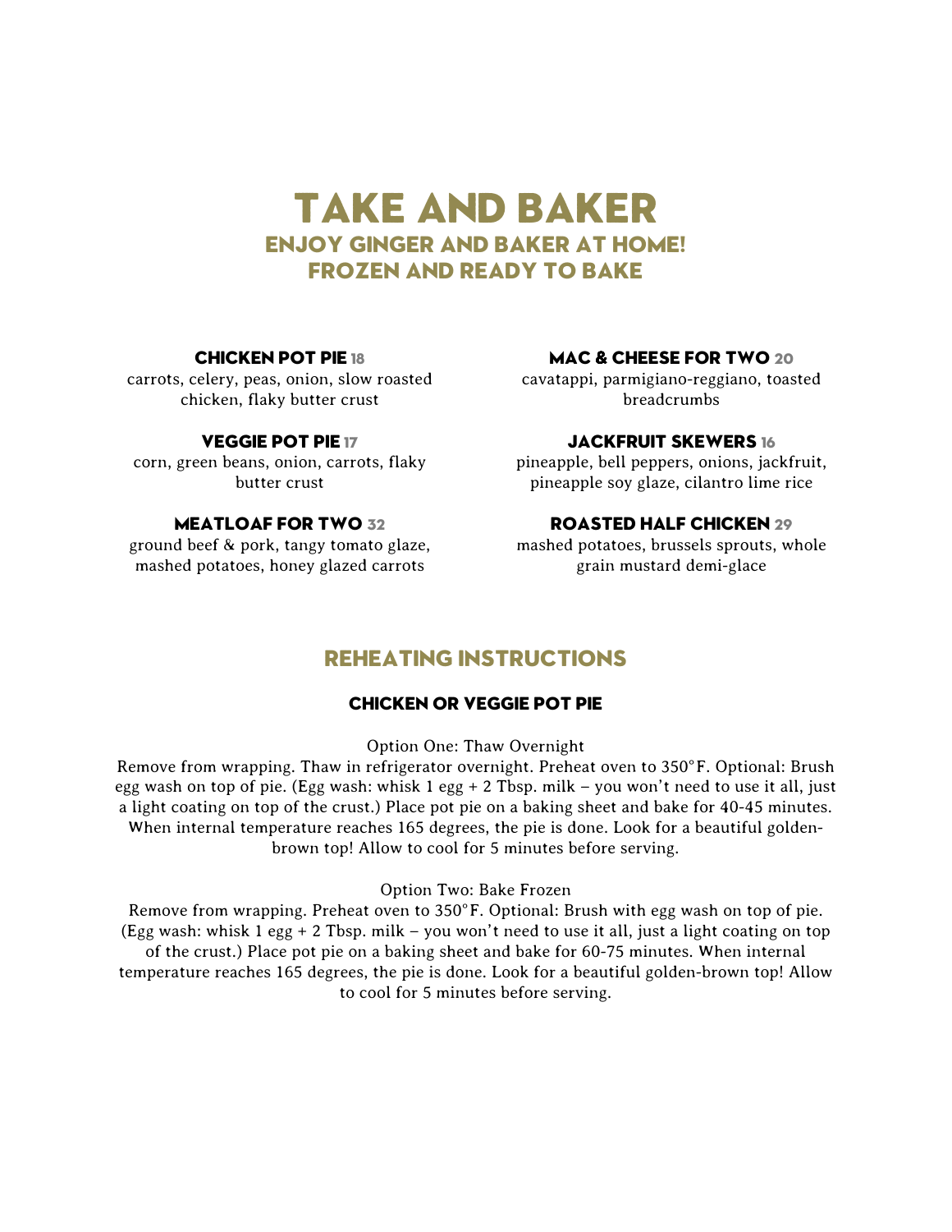# TAKE AND BAKER

## ENJOY GINGER AND BAKER AT HOME!
## FROZEN AND READY TO BAKE

### CHICKEN POT PIE 18
carrots, celery, peas, onion, slow roasted chicken, flaky butter crust

### VEGGIE POT PIE 17
corn, green beans, onion, carrots, flaky butter crust

### MEATLOAF FOR TWO 32
ground beef & pork, tangy tomato glaze, mashed potatoes, honey glazed carrots

### MAC & CHEESE FOR TWO 20
cavatappi, parmigiano-reggiano, toasted breadcrumbs

### JACKFRUIT SKEWERS 16
pineapple, bell peppers, onions, jackfruit, pineapple soy glaze, cilantro lime rice

### ROASTED HALF CHICKEN 29
mashed potatoes, brussels sprouts, whole grain mustard demi-glace

## REHEATING INSTRUCTIONS

### CHICKEN OR VEGGIE POT PIE

Option One: Thaw Overnight

Remove from wrapping. Thaw in refrigerator overnight. Preheat oven to 350°F. Optional: Brush egg wash on top of pie. (Egg wash: whisk 1 egg + 2 Tbsp. milk – you won't need to use it all, just a light coating on top of the crust.) Place pot pie on a baking sheet and bake for 40-45 minutes. When internal temperature reaches 165 degrees, the pie is done. Look for a beautiful golden-brown top! Allow to cool for 5 minutes before serving.

Option Two: Bake Frozen

Remove from wrapping. Preheat oven to 350°F. Optional: Brush with egg wash on top of pie. (Egg wash: whisk 1 egg + 2 Tbsp. milk – you won't need to use it all, just a light coating on top of the crust.) Place pot pie on a baking sheet and bake for 60-75 minutes. When internal temperature reaches 165 degrees, the pie is done. Look for a beautiful golden-brown top! Allow to cool for 5 minutes before serving.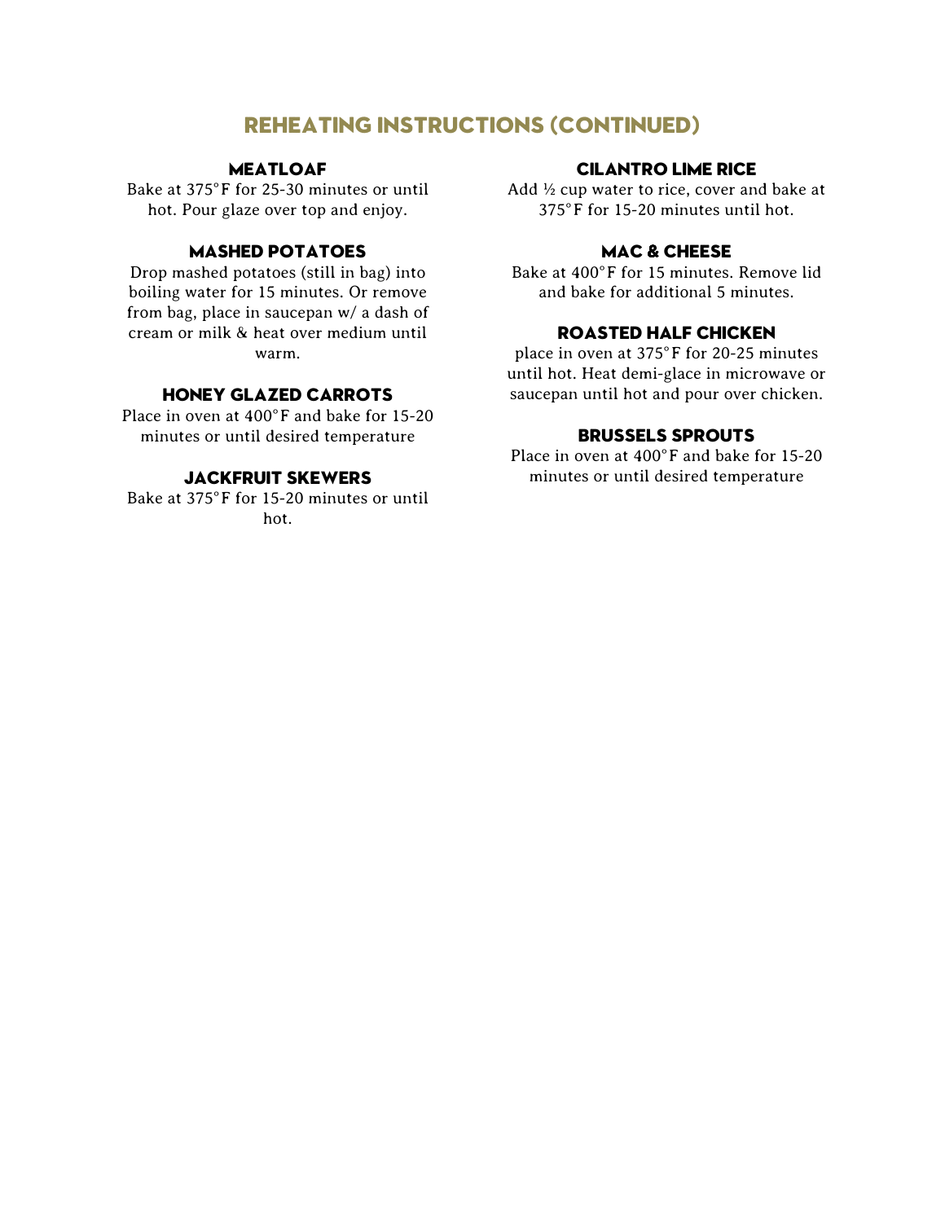## REHEATING INSTRUCTIONS (CONTINUED)

### MEATLOAF

Bake at 375°F for 25-30 minutes or until hot. Pour glaze over top and enjoy.

### MASHED POTATOES

Drop mashed potatoes (still in bag) into boiling water for 15 minutes. Or remove from bag, place in saucepan w/ a dash of cream or milk & heat over medium until warm.

### HONEY GLAZED CARROTS

Place in oven at 400°F and bake for 15-20 minutes or until desired temperature

### JACKFRUIT SKEWERS

Bake at 375°F for 15-20 minutes or until hot.

### CILANTRO LIME RICE

Add ½ cup water to rice, cover and bake at 375°F for 15-20 minutes until hot.

### MAC & CHEESE

Bake at 400°F for 15 minutes. Remove lid and bake for additional 5 minutes.

### ROASTED HALF CHICKEN

place in oven at 375°F for 20-25 minutes until hot. Heat demi-glace in microwave or saucepan until hot and pour over chicken.

### BRUSSELS SPROUTS

Place in oven at 400°F and bake for 15-20 minutes or until desired temperature